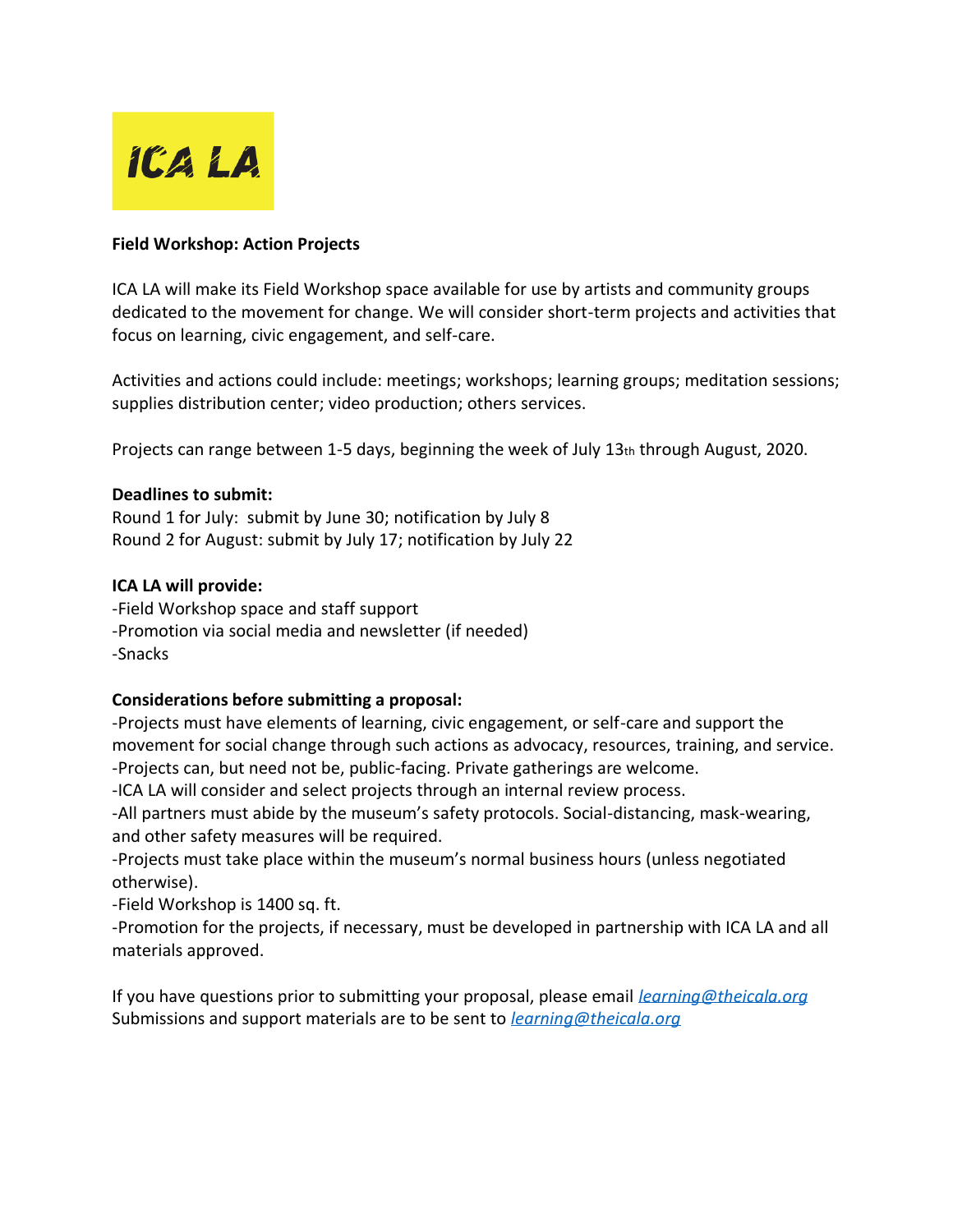ICA LA

**Field Workshop: Action Projects**

ICA LA will make its Field Workshop space available for use by artists and community groups dedicated to the movement for change. We will consider short-term projects and activities that focus on learning, civic engagement, and self-care.

Activities and actions could include: meetings; workshops; learning groups; meditation sessions; supplies distribution center; video production; others services.

Projects can range between 1-5 days, beginning the week of July 13th through August, 2020.

**Deadlines to submit:**
Round 1 for July: submit by June 30; notification by July 8
Round 2 for August: submit by July 17; notification by July 22

**ICA LA will provide:**
-Field Workshop space and staff support
-Promotion via social media and newsletter (if needed)
-Snacks

**Considerations before submitting a proposal:**
-Projects must have elements of learning, civic engagement, or self-care and support the movement for social change through such actions as advocacy, resources, training, and service.
-Projects can, but need not be, public-facing. Private gatherings are welcome.
-ICA LA will consider and select projects through an internal review process.
-All partners must abide by the museum's safety protocols. Social-distancing, mask-wearing, and other safety measures will be required.
-Projects must take place within the museum's normal business hours (unless negotiated otherwise).
-Field Workshop is 1400 sq. ft.
-Promotion for the projects, if necessary, must be developed in partnership with ICA LA and all materials approved.

If you have questions prior to submitting your proposal, please email *learning@theicala.org*
Submissions and support materials are to be sent to *learning@theicala.org*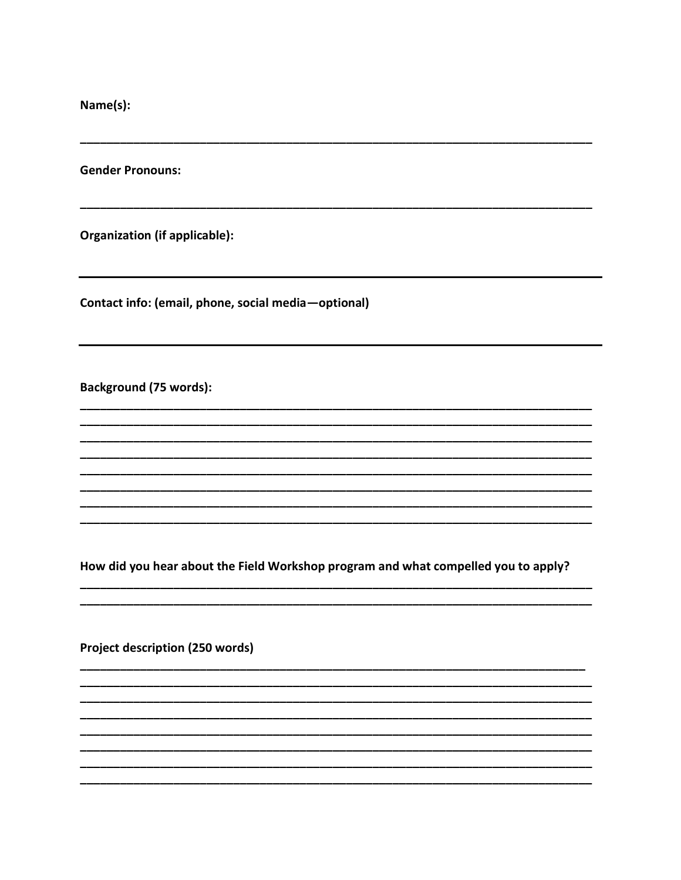**Name(s):**

______________________________________________________________________________

**Gender Pronouns:**

______________________________________________________________________________

**Organization (if applicable):**

______________________________________________________________________________

**Contact info: (email, phone, social media—optional)**

______________________________________________________________________________

**Background (75 words):**

______________________________________________________________________________
______________________________________________________________________________
______________________________________________________________________________
______________________________________________________________________________
______________________________________________________________________________
______________________________________________________________________________
______________________________________________________________________________
______________________________________________________________________________

**How did you hear about the Field Workshop program and what compelled you to apply?**

______________________________________________________________________________
______________________________________________________________________________

**Project description (250 words)**

______________________________________________________________________________
______________________________________________________________________________
______________________________________________________________________________
______________________________________________________________________________
______________________________________________________________________________
______________________________________________________________________________
______________________________________________________________________________
______________________________________________________________________________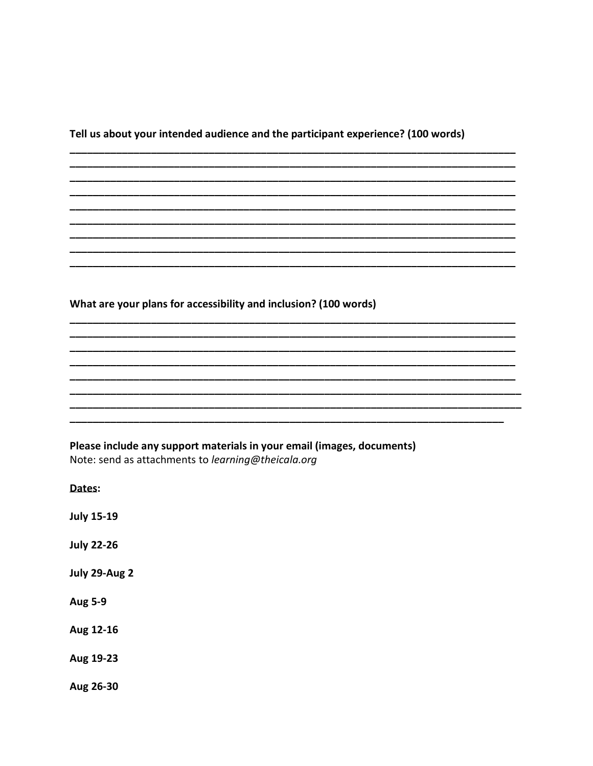**Tell us about your intended audience and the participant experience? (100 words)**

______________________________________________________________________________
______________________________________________________________________________
______________________________________________________________________________
______________________________________________________________________________
______________________________________________________________________________
______________________________________________________________________________
______________________________________________________________________________
______________________________________________________________________________
______________________________________________________________________________

**What are your plans for accessibility and inclusion? (100 words)**

______________________________________________________________________________
______________________________________________________________________________
______________________________________________________________________________
______________________________________________________________________________
______________________________________________________________________________
______________________________________________________________________________
______________________________________________________________________________
______________________________________________________________________________

**Please include any support materials in your email (images, documents)**
Note: send as attachments to *learning@theicala.org*

**<u>Dates</u>:**

**July 15-19**

**July 22-26**

**July 29-Aug 2**

**Aug 5-9**

**Aug 12-16**

**Aug 19-23**

**Aug 26-30**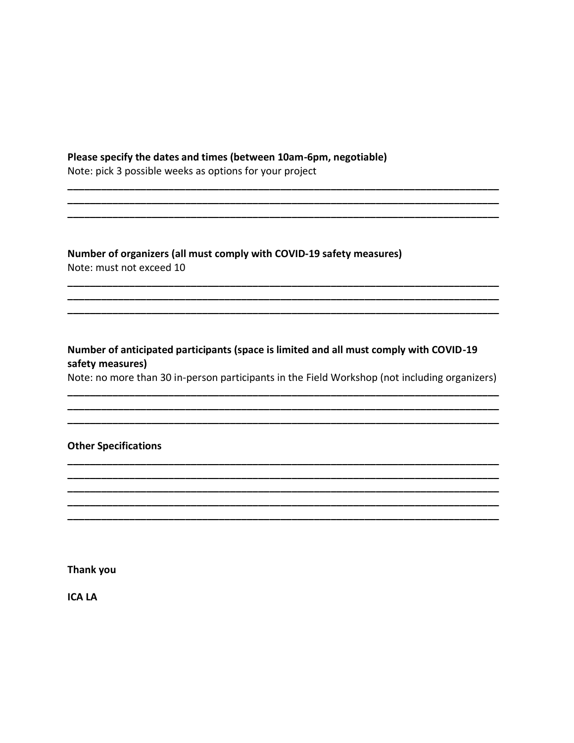**Please specify the dates and times (between 10am-6pm, negotiable)**

Note: pick 3 possible weeks as options for your project

______________________________________________________________________________
______________________________________________________________________________
______________________________________________________________________________

**Number of organizers (all must comply with COVID-19 safety measures)**

Note: must not exceed 10

______________________________________________________________________________
______________________________________________________________________________
______________________________________________________________________________

**Number of anticipated participants (space is limited and all must comply with COVID-19 safety measures)**

Note: no more than 30 in-person participants in the Field Workshop (not including organizers)

______________________________________________________________________________
______________________________________________________________________________
______________________________________________________________________________

**Other Specifications**

______________________________________________________________________________
______________________________________________________________________________
______________________________________________________________________________
______________________________________________________________________________
______________________________________________________________________________

**Thank you**

**ICA LA**